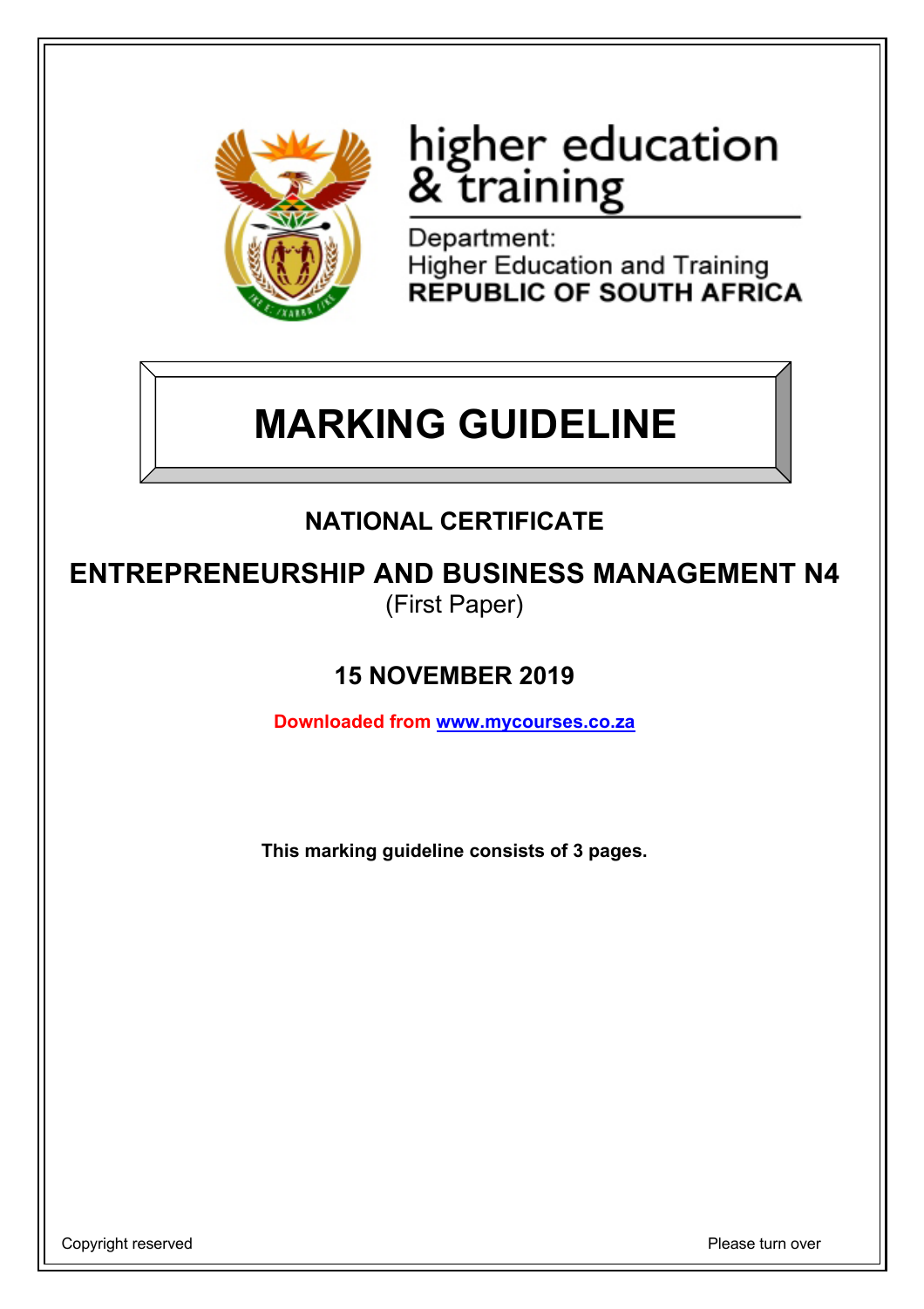higher education
& training

Department:
Higher Education and Training
**REPUBLIC OF SOUTH AFRICA**

# MARKING GUIDELINE

## NATIONAL CERTIFICATE

## ENTREPRENEURSHIP AND BUSINESS MANAGEMENT N4

(First Paper)

## 15 NOVEMBER 2019

**Downloaded from www.mycourses.co.za**

**This marking guideline consists of 3 pages.**

Copyright reserved

Please turn over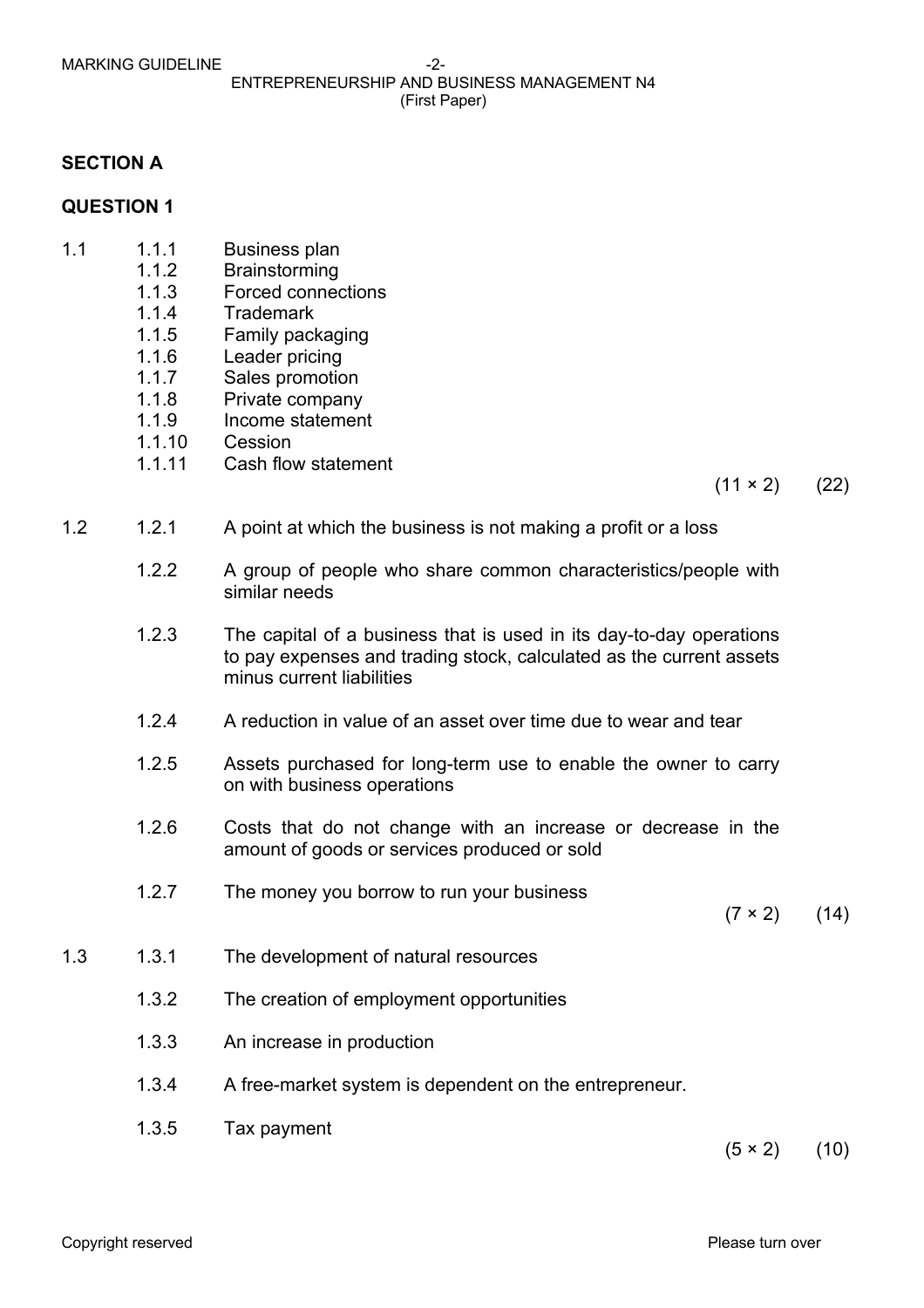## SECTION A

### QUESTION 1

1.1
- 1.1.1 Business plan
- 1.1.2 Brainstorming
- 1.1.3 Forced connections
- 1.1.4 Trademark
- 1.1.5 Family packaging
- 1.1.6 Leader pricing
- 1.1.7 Sales promotion
- 1.1.8 Private company
- 1.1.9 Income statement
- 1.1.10 Cession
- 1.1.11 Cash flow statement

(11 × 2) (22)

1.2
- 1.2.1 A point at which the business is not making a profit or a loss
- 1.2.2 A group of people who share common characteristics/people with similar needs
- 1.2.3 The capital of a business that is used in its day-to-day operations to pay expenses and trading stock, calculated as the current assets minus current liabilities
- 1.2.4 A reduction in value of an asset over time due to wear and tear
- 1.2.5 Assets purchased for long-term use to enable the owner to carry on with business operations
- 1.2.6 Costs that do not change with an increase or decrease in the amount of goods or services produced or sold
- 1.2.7 The money you borrow to run your business

(7 × 2) (14)

1.3
- 1.3.1 The development of natural resources
- 1.3.2 The creation of employment opportunities
- 1.3.3 An increase in production
- 1.3.4 A free-market system is dependent on the entrepreneur.
- 1.3.5 Tax payment

(5 × 2) (10)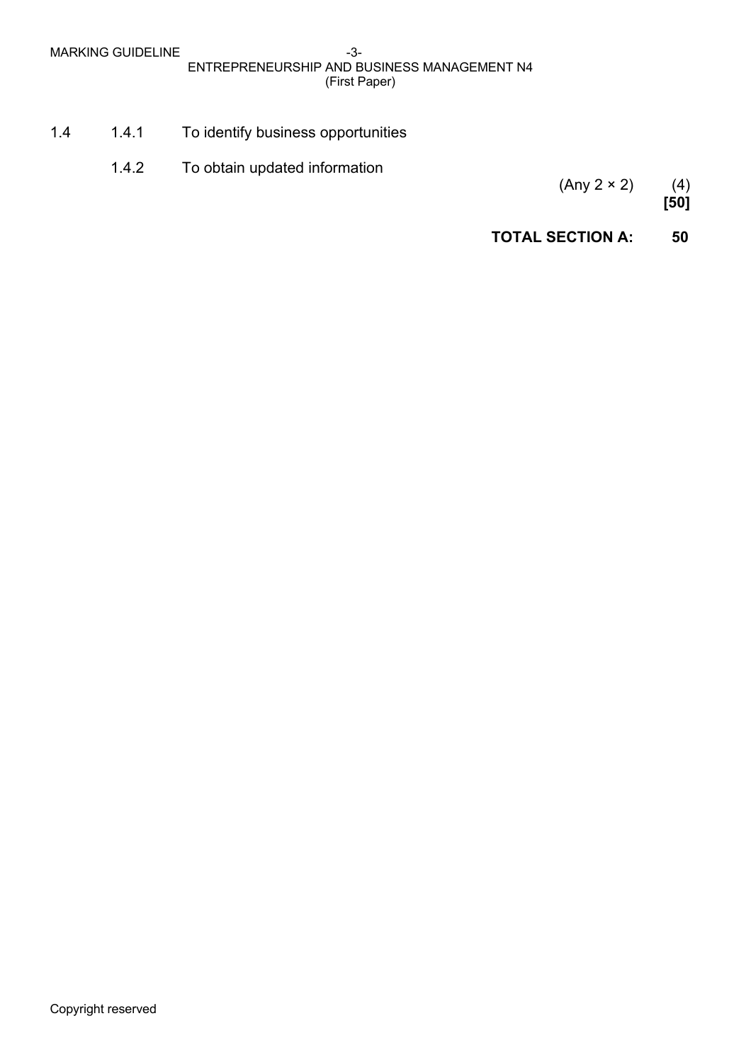1.4 1.4.1 To identify business opportunities

1.4.2 To obtain updated information

(Any 2 × 2) (4)
**[50]**

**TOTAL SECTION A: 50**